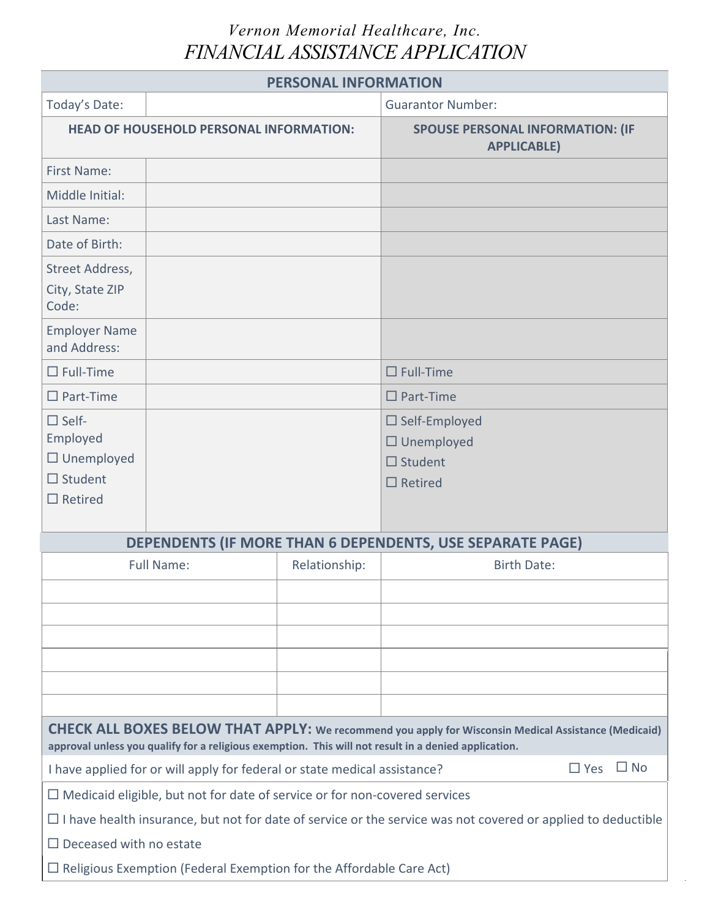*Vernon Memorial Healthcare, Inc.*

# *FINANCIAL ASSISTANCE APPLICATION*

## PERSONAL INFORMATION

| Today's Date: | | Guarantor Number: |
|---|---|---|
| **HEAD OF HOUSEHOLD PERSONAL INFORMATION:** | | **SPOUSE PERSONAL INFORMATION: (IF APPLICABLE)** |
| First Name: | | |
| Middle Initial: | | |
| Last Name: | | |
| Date of Birth: | | |
| Street Address, City, State ZIP Code: | | |
| Employer Name and Address: | | |
| ☐ Full-Time | | ☐ Full-Time |
| ☐ Part-Time | | ☐ Part-Time |
| ☐ Self-Employed ☐ Unemployed ☐ Student ☐ Retired | | ☐ Self-Employed ☐ Unemployed ☐ Student ☐ Retired |

## DEPENDENTS (IF MORE THAN 6 DEPENDENTS, USE SEPARATE PAGE)

| Full Name: | Relationship: | Birth Date: |
|---|---|---|
| | | |
| | | |
| | | |
| | | |
| | | |
| | | |

**CHECK ALL BOXES BELOW THAT APPLY: We recommend you apply for Wisconsin Medical Assistance (Medicaid) approval unless you qualify for a religious exemption. This will not result in a denied application.**

I have applied for or will apply for federal or state medical assistance? ☐ Yes ☐ No

☐ Medicaid eligible, but not for date of service or for non-covered services

☐ I have health insurance, but not for date of service or the service was not covered or applied to deductible

☐ Deceased with no estate

☐ Religious Exemption (Federal Exemption for the Affordable Care Act)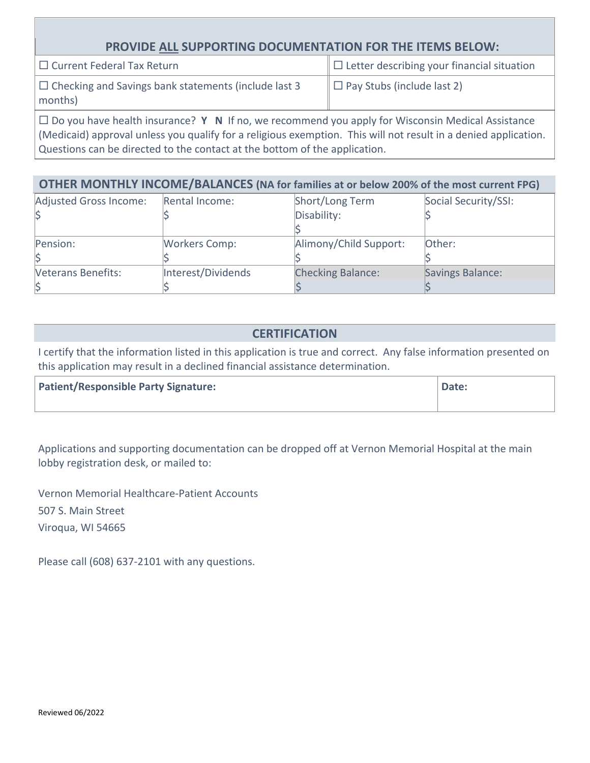## PROVIDE ALL SUPPORTING DOCUMENTATION FOR THE ITEMS BELOW:

| | |
|---|---|
| ☐ Current Federal Tax Return | ☐ Letter describing your financial situation |
| ☐ Checking and Savings bank statements (include last 3 months) | ☐ Pay Stubs (include last 2) |

☐ Do you have health insurance? **Y N** If no, we recommend you apply for Wisconsin Medical Assistance (Medicaid) approval unless you qualify for a religious exemption. This will not result in a denied application. Questions can be directed to the contact at the bottom of the application.

## OTHER MONTHLY INCOME/BALANCES (NA for families at or below 200% of the most current FPG)

| | | | |
|---|---|---|---|
| Adjusted Gross Income: $ | Rental Income: $ | Short/Long Term Disability: $ | Social Security/SSI: $ |
| Pension: $ | Workers Comp: $ | Alimony/Child Support: $ | Other: $ |
| Veterans Benefits: $ | Interest/Dividends $ | Checking Balance: $ | Savings Balance: $ |

## CERTIFICATION

I certify that the information listed in this application is true and correct. Any false information presented on this application may result in a declined financial assistance determination.

| **Patient/Responsible Party Signature:** | **Date:** |
|---|---|
| | |

Applications and supporting documentation can be dropped off at Vernon Memorial Hospital at the main lobby registration desk, or mailed to:

Vernon Memorial Healthcare-Patient Accounts
507 S. Main Street
Viroqua, WI 54665

Please call (608) 637-2101 with any questions.

Reviewed 06/2022